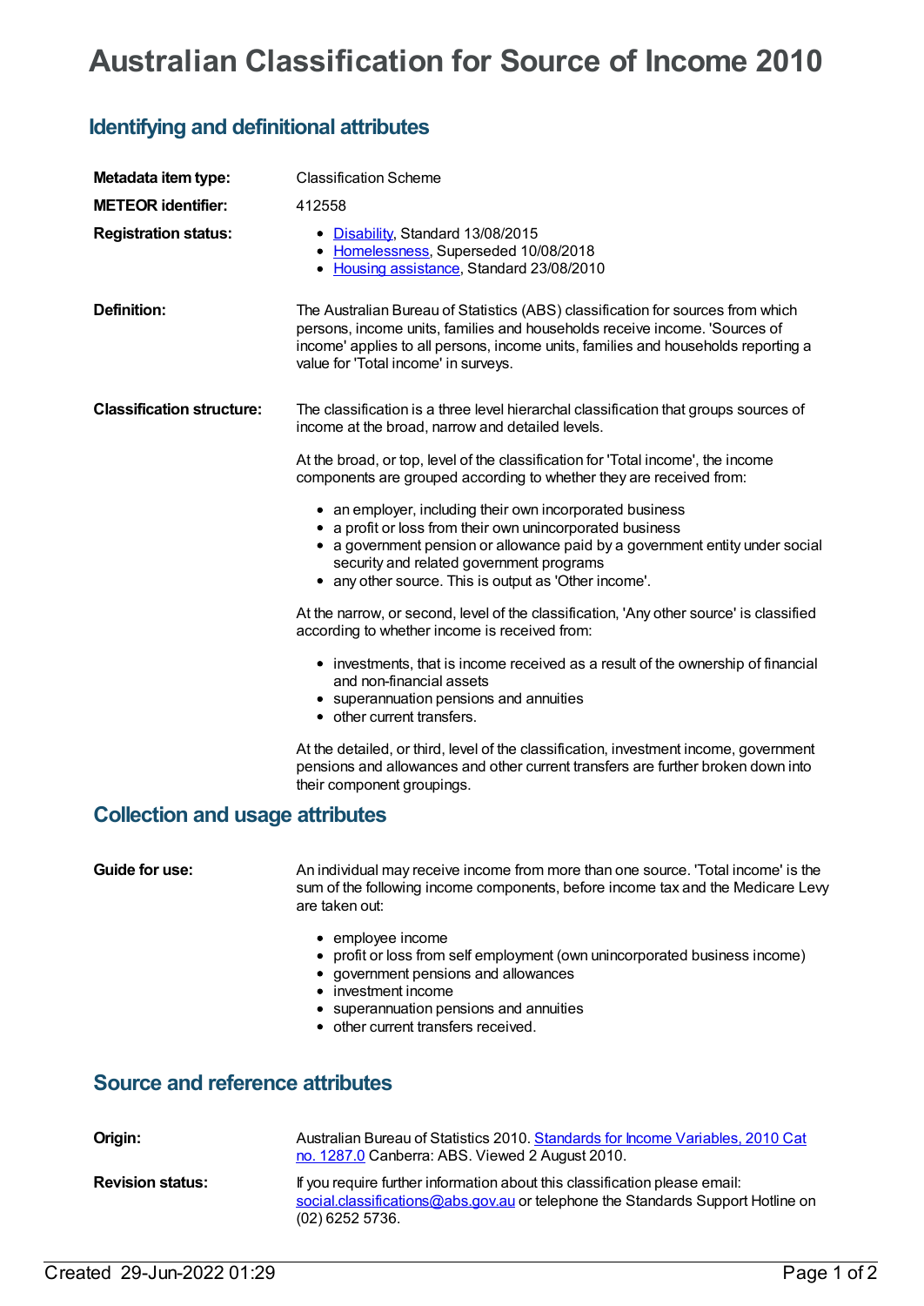# Australian Classification for Source of Income 2010

## Identifying and definitional attributes

**Metadata item type:** Classification Scheme

**METEOR identifier:** 412558

**Registration status:**

- [Disability](), Standard 13/08/2015
- [Homelessness](), Superseded 10/08/2018
- [Housing assistance](), Standard 23/08/2010

**Definition:** The Australian Bureau of Statistics (ABS) classification for sources from which persons, income units, families and households receive income. 'Sources of income' applies to all persons, income units, families and households reporting a value for 'Total income' in surveys.

**Classification structure:** The classification is a three level hierarchal classification that groups sources of income at the broad, narrow and detailed levels.

At the broad, or top, level of the classification for 'Total income', the income components are grouped according to whether they are received from:

- an employer, including their own incorporated business
- a profit or loss from their own unincorporated business
- a government pension or allowance paid by a government entity under social security and related government programs
- any other source. This is output as 'Other income'.

At the narrow, or second, level of the classification, 'Any other source' is classified according to whether income is received from:

- investments, that is income received as a result of the ownership of financial and non-financial assets
- superannuation pensions and annuities
- other current transfers.

At the detailed, or third, level of the classification, investment income, government pensions and allowances and other current transfers are further broken down into their component groupings.

## Collection and usage attributes

**Guide for use:** An individual may receive income from more than one source. 'Total income' is the sum of the following income components, before income tax and the Medicare Levy are taken out:

- employee income
- profit or loss from self employment (own unincorporated business income)
- government pensions and allowances
- investment income
- superannuation pensions and annuities
- other current transfers received.

## Source and reference attributes

**Origin:** Australian Bureau of Statistics 2010. [Standards for Income Variables, 2010 Cat no. 1287.0]() Canberra: ABS. Viewed 2 August 2010.

**Revision status:** If you require further information about this classification please email: [social.classifications@abs.gov.au]() or telephone the Standards Support Hotline on (02) 6252 5736.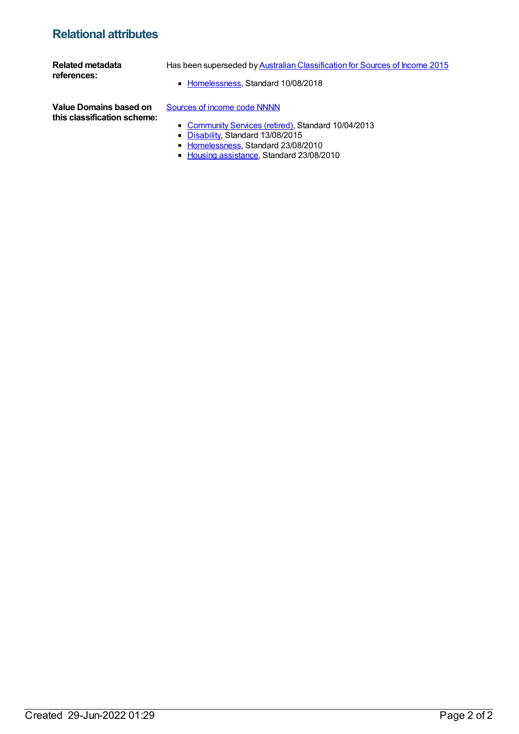## Relational attributes

**Related metadata references:**

Has been superseded by Australian Classification for Sources of Income 2015

- Homelessness, Standard 10/08/2018

**Value Domains based on this classification scheme:**

Sources of income code NNNN

- Community Services (retired), Standard 10/04/2013
- Disability, Standard 13/08/2015
- Homelessness, Standard 23/08/2010
- Housing assistance, Standard 23/08/2010